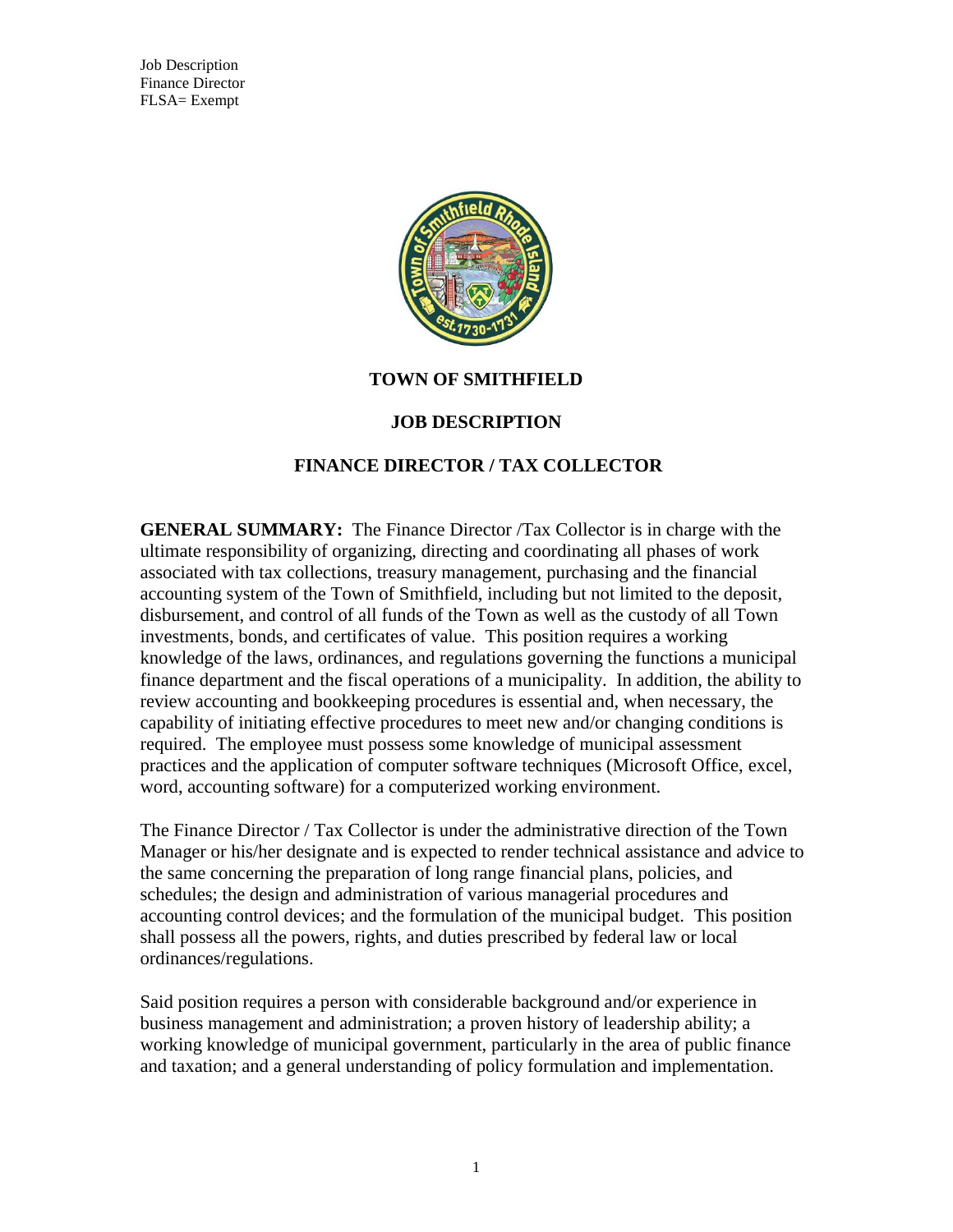Job Description
Finance Director
FLSA= Exempt

# TOWN OF SMITHFIELD

## JOB DESCRIPTION

## FINANCE DIRECTOR / TAX COLLECTOR

**GENERAL SUMMARY:** The Finance Director /Tax Collector is in charge with the ultimate responsibility of organizing, directing and coordinating all phases of work associated with tax collections, treasury management, purchasing and the financial accounting system of the Town of Smithfield, including but not limited to the deposit, disbursement, and control of all funds of the Town as well as the custody of all Town investments, bonds, and certificates of value. This position requires a working knowledge of the laws, ordinances, and regulations governing the functions a municipal finance department and the fiscal operations of a municipality. In addition, the ability to review accounting and bookkeeping procedures is essential and, when necessary, the capability of initiating effective procedures to meet new and/or changing conditions is required. The employee must possess some knowledge of municipal assessment practices and the application of computer software techniques (Microsoft Office, excel, word, accounting software) for a computerized working environment.

The Finance Director / Tax Collector is under the administrative direction of the Town Manager or his/her designate and is expected to render technical assistance and advice to the same concerning the preparation of long range financial plans, policies, and schedules; the design and administration of various managerial procedures and accounting control devices; and the formulation of the municipal budget. This position shall possess all the powers, rights, and duties prescribed by federal law or local ordinances/regulations.

Said position requires a person with considerable background and/or experience in business management and administration; a proven history of leadership ability; a working knowledge of municipal government, particularly in the area of public finance and taxation; and a general understanding of policy formulation and implementation.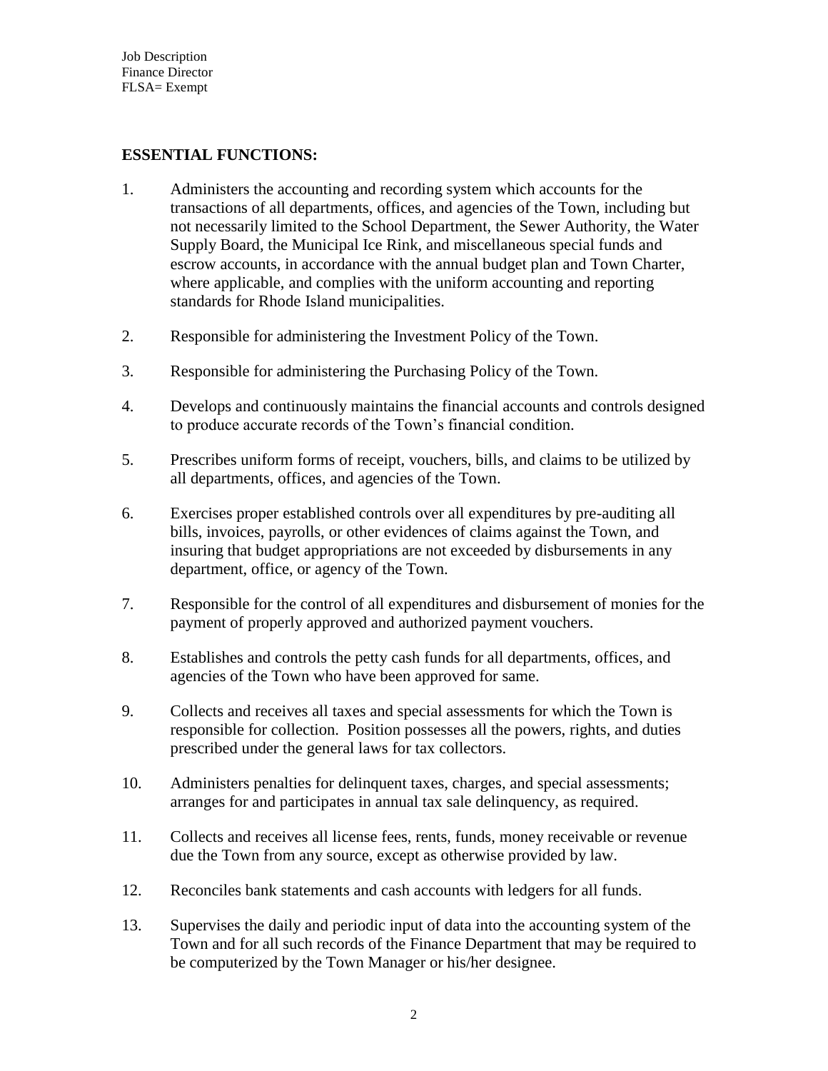Job Description
Finance Director
FLSA= Exempt

## ESSENTIAL FUNCTIONS:

1. Administers the accounting and recording system which accounts for the transactions of all departments, offices, and agencies of the Town, including but not necessarily limited to the School Department, the Sewer Authority, the Water Supply Board, the Municipal Ice Rink, and miscellaneous special funds and escrow accounts, in accordance with the annual budget plan and Town Charter, where applicable, and complies with the uniform accounting and reporting standards for Rhode Island municipalities.

2. Responsible for administering the Investment Policy of the Town.

3. Responsible for administering the Purchasing Policy of the Town.

4. Develops and continuously maintains the financial accounts and controls designed to produce accurate records of the Town's financial condition.

5. Prescribes uniform forms of receipt, vouchers, bills, and claims to be utilized by all departments, offices, and agencies of the Town.

6. Exercises proper established controls over all expenditures by pre-auditing all bills, invoices, payrolls, or other evidences of claims against the Town, and insuring that budget appropriations are not exceeded by disbursements in any department, office, or agency of the Town.

7. Responsible for the control of all expenditures and disbursement of monies for the payment of properly approved and authorized payment vouchers.

8. Establishes and controls the petty cash funds for all departments, offices, and agencies of the Town who have been approved for same.

9. Collects and receives all taxes and special assessments for which the Town is responsible for collection. Position possesses all the powers, rights, and duties prescribed under the general laws for tax collectors.

10. Administers penalties for delinquent taxes, charges, and special assessments; arranges for and participates in annual tax sale delinquency, as required.

11. Collects and receives all license fees, rents, funds, money receivable or revenue due the Town from any source, except as otherwise provided by law.

12. Reconciles bank statements and cash accounts with ledgers for all funds.

13. Supervises the daily and periodic input of data into the accounting system of the Town and for all such records of the Finance Department that may be required to be computerized by the Town Manager or his/her designee.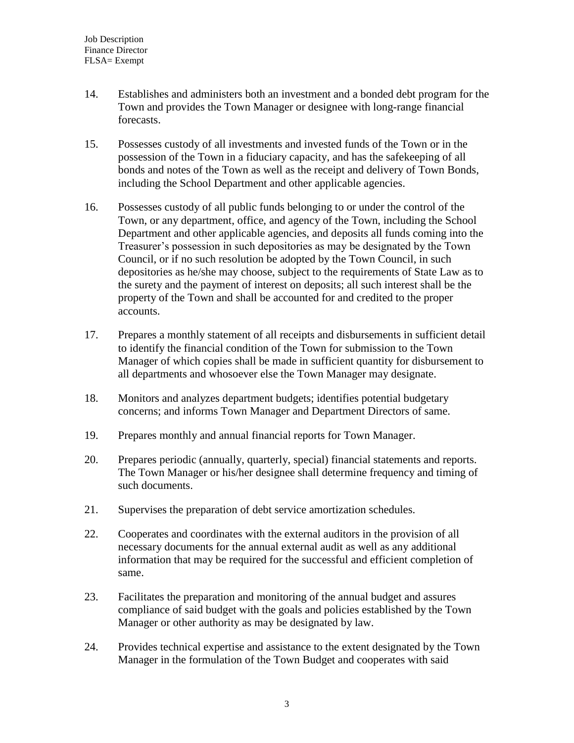14. Establishes and administers both an investment and a bonded debt program for the Town and provides the Town Manager or designee with long-range financial forecasts.

15. Possesses custody of all investments and invested funds of the Town or in the possession of the Town in a fiduciary capacity, and has the safekeeping of all bonds and notes of the Town as well as the receipt and delivery of Town Bonds, including the School Department and other applicable agencies.

16. Possesses custody of all public funds belonging to or under the control of the Town, or any department, office, and agency of the Town, including the School Department and other applicable agencies, and deposits all funds coming into the Treasurer's possession in such depositories as may be designated by the Town Council, or if no such resolution be adopted by the Town Council, in such depositories as he/she may choose, subject to the requirements of State Law as to the surety and the payment of interest on deposits; all such interest shall be the property of the Town and shall be accounted for and credited to the proper accounts.

17. Prepares a monthly statement of all receipts and disbursements in sufficient detail to identify the financial condition of the Town for submission to the Town Manager of which copies shall be made in sufficient quantity for disbursement to all departments and whosoever else the Town Manager may designate.

18. Monitors and analyzes department budgets; identifies potential budgetary concerns; and informs Town Manager and Department Directors of same.

19. Prepares monthly and annual financial reports for Town Manager.

20. Prepares periodic (annually, quarterly, special) financial statements and reports. The Town Manager or his/her designee shall determine frequency and timing of such documents.

21. Supervises the preparation of debt service amortization schedules.

22. Cooperates and coordinates with the external auditors in the provision of all necessary documents for the annual external audit as well as any additional information that may be required for the successful and efficient completion of same.

23. Facilitates the preparation and monitoring of the annual budget and assures compliance of said budget with the goals and policies established by the Town Manager or other authority as may be designated by law.

24. Provides technical expertise and assistance to the extent designated by the Town Manager in the formulation of the Town Budget and cooperates with said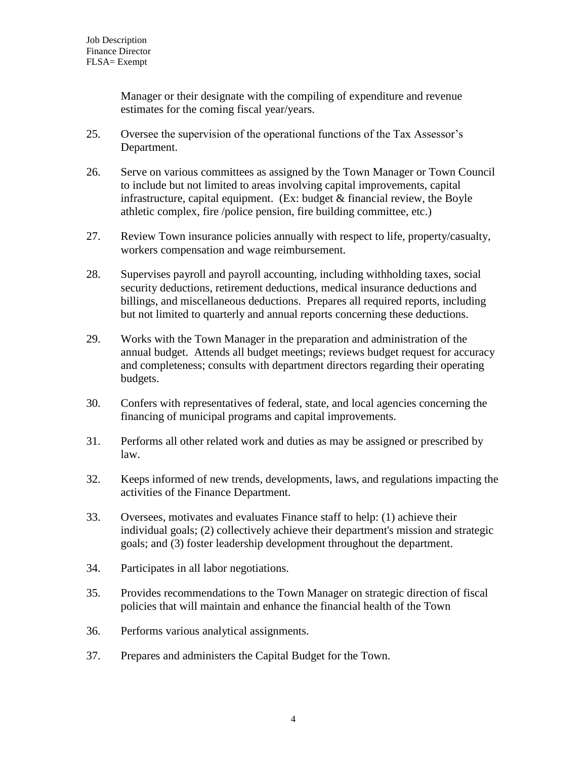Manager or their designate with the compiling of expenditure and revenue estimates for the coming fiscal year/years.

25. Oversee the supervision of the operational functions of the Tax Assessor's Department.

26. Serve on various committees as assigned by the Town Manager or Town Council to include but not limited to areas involving capital improvements, capital infrastructure, capital equipment. (Ex: budget & financial review, the Boyle athletic complex, fire /police pension, fire building committee, etc.)

27. Review Town insurance policies annually with respect to life, property/casualty, workers compensation and wage reimbursement.

28. Supervises payroll and payroll accounting, including withholding taxes, social security deductions, retirement deductions, medical insurance deductions and billings, and miscellaneous deductions. Prepares all required reports, including but not limited to quarterly and annual reports concerning these deductions.

29. Works with the Town Manager in the preparation and administration of the annual budget. Attends all budget meetings; reviews budget request for accuracy and completeness; consults with department directors regarding their operating budgets.

30. Confers with representatives of federal, state, and local agencies concerning the financing of municipal programs and capital improvements.

31. Performs all other related work and duties as may be assigned or prescribed by law.

32. Keeps informed of new trends, developments, laws, and regulations impacting the activities of the Finance Department.

33. Oversees, motivates and evaluates Finance staff to help: (1) achieve their individual goals; (2) collectively achieve their department's mission and strategic goals; and (3) foster leadership development throughout the department.

34. Participates in all labor negotiations.

35. Provides recommendations to the Town Manager on strategic direction of fiscal policies that will maintain and enhance the financial health of the Town

36. Performs various analytical assignments.

37. Prepares and administers the Capital Budget for the Town.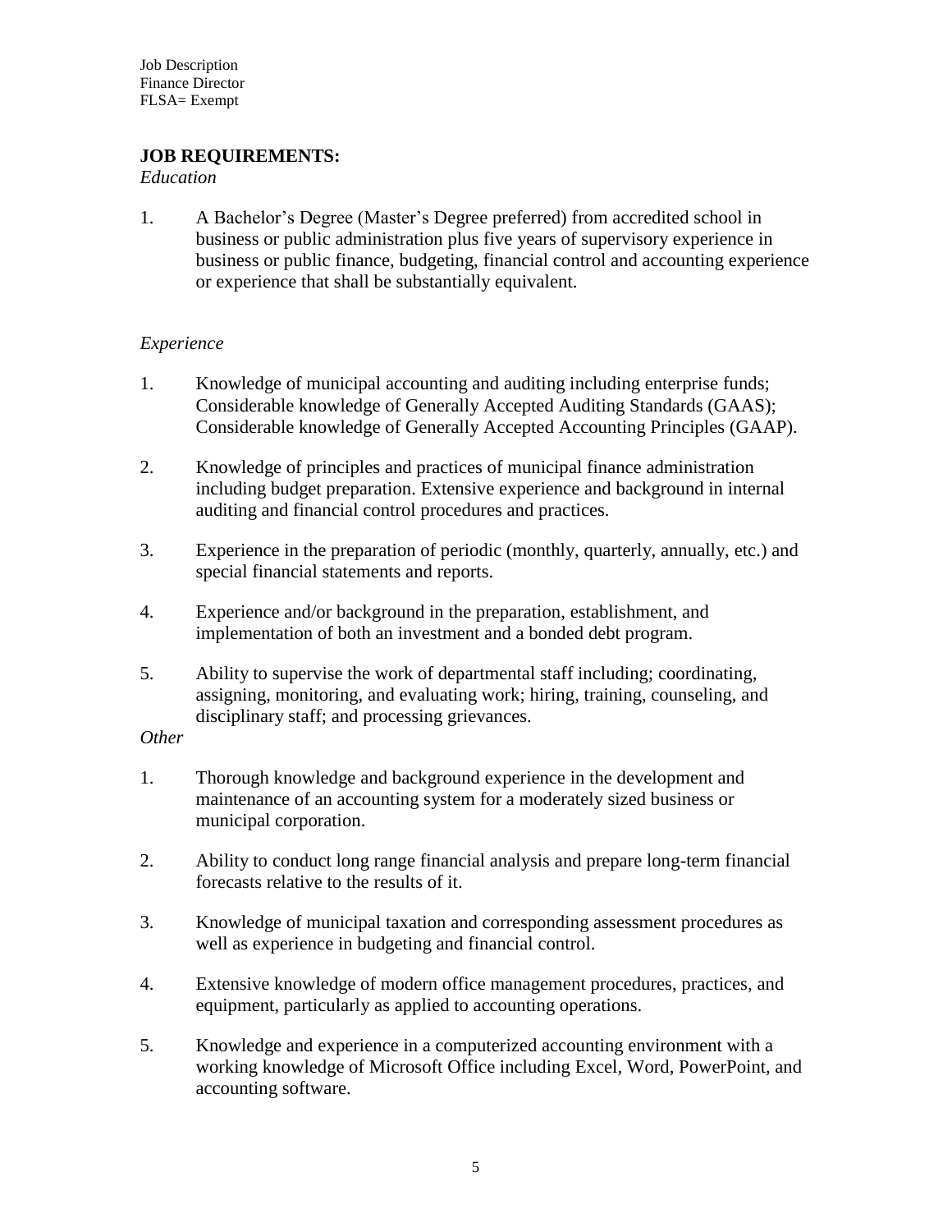Job Description
Finance Director
FLSA= Exempt

## JOB REQUIREMENTS:

*Education*

1. A Bachelor's Degree (Master's Degree preferred) from accredited school in business or public administration plus five years of supervisory experience in business or public finance, budgeting, financial control and accounting experience or experience that shall be substantially equivalent.

*Experience*

1. Knowledge of municipal accounting and auditing including enterprise funds; Considerable knowledge of Generally Accepted Auditing Standards (GAAS); Considerable knowledge of Generally Accepted Accounting Principles (GAAP).

2. Knowledge of principles and practices of municipal finance administration including budget preparation. Extensive experience and background in internal auditing and financial control procedures and practices.

3. Experience in the preparation of periodic (monthly, quarterly, annually, etc.) and special financial statements and reports.

4. Experience and/or background in the preparation, establishment, and implementation of both an investment and a bonded debt program.

5. Ability to supervise the work of departmental staff including; coordinating, assigning, monitoring, and evaluating work; hiring, training, counseling, and disciplinary staff; and processing grievances.

*Other*

1. Thorough knowledge and background experience in the development and maintenance of an accounting system for a moderately sized business or municipal corporation.

2. Ability to conduct long range financial analysis and prepare long-term financial forecasts relative to the results of it.

3. Knowledge of municipal taxation and corresponding assessment procedures as well as experience in budgeting and financial control.

4. Extensive knowledge of modern office management procedures, practices, and equipment, particularly as applied to accounting operations.

5. Knowledge and experience in a computerized accounting environment with a working knowledge of Microsoft Office including Excel, Word, PowerPoint, and accounting software.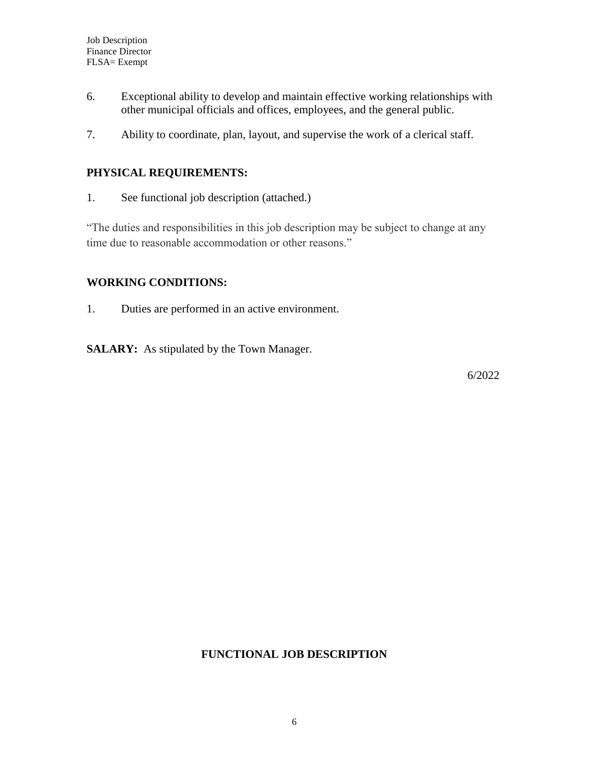6. Exceptional ability to develop and maintain effective working relationships with other municipal officials and offices, employees, and the general public.

7. Ability to coordinate, plan, layout, and supervise the work of a clerical staff.

## PHYSICAL REQUIREMENTS:

1. See functional job description (attached.)

"The duties and responsibilities in this job description may be subject to change at any time due to reasonable accommodation or other reasons."

## WORKING CONDITIONS:

1. Duties are performed in an active environment.

**SALARY:** As stipulated by the Town Manager.

6/2022

## FUNCTIONAL JOB DESCRIPTION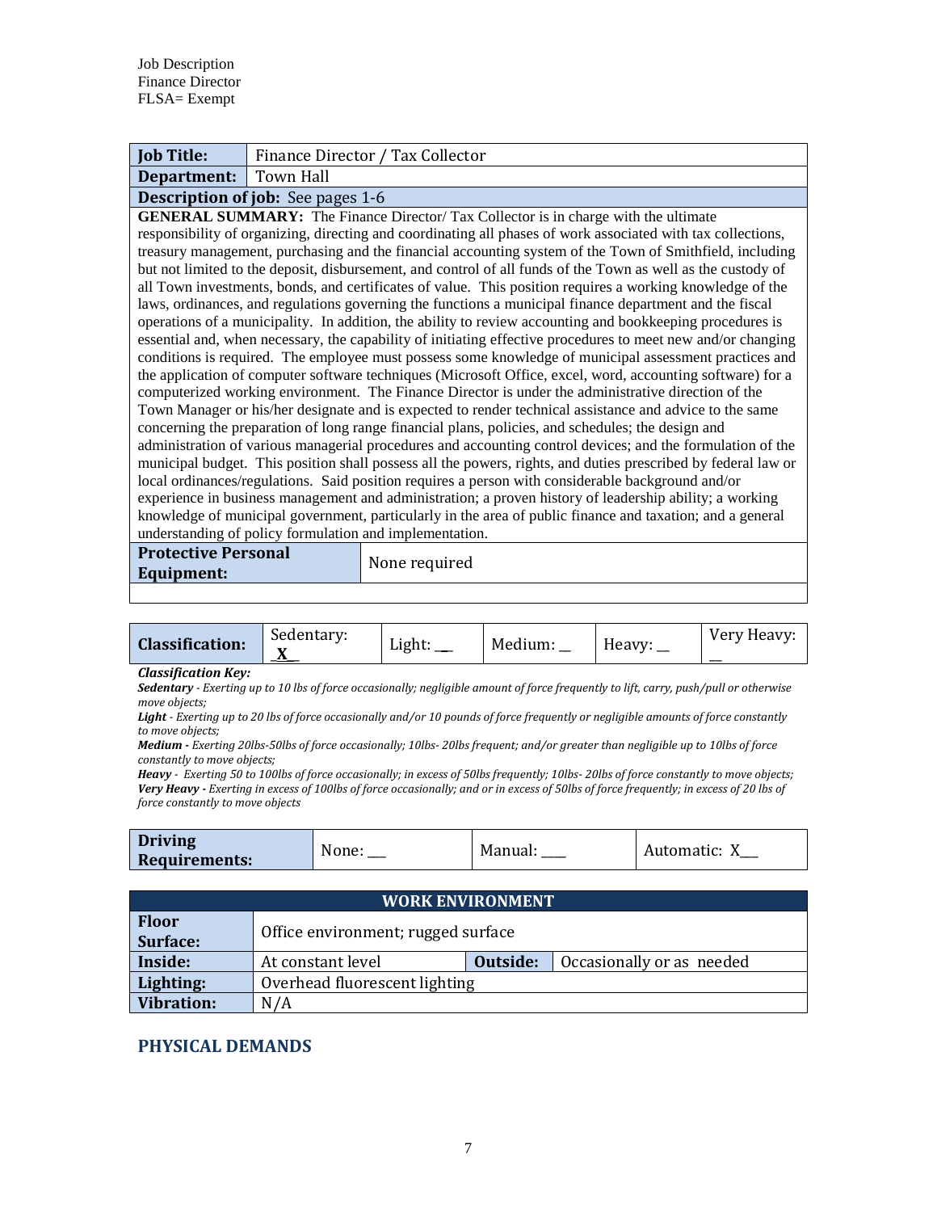Job Description
Finance Director
FLSA= Exempt

| **Job Title:** | Finance Director / Tax Collector |
|---|---|
| **Department:** | Town Hall |
| **Description of job:** See pages 1-6 | |

**GENERAL SUMMARY:** The Finance Director/ Tax Collector is in charge with the ultimate responsibility of organizing, directing and coordinating all phases of work associated with tax collections, treasury management, purchasing and the financial accounting system of the Town of Smithfield, including but not limited to the deposit, disbursement, and control of all funds of the Town as well as the custody of all Town investments, bonds, and certificates of value. This position requires a working knowledge of the laws, ordinances, and regulations governing the functions a municipal finance department and the fiscal operations of a municipality. In addition, the ability to review accounting and bookkeeping procedures is essential and, when necessary, the capability of initiating effective procedures to meet new and/or changing conditions is required. The employee must possess some knowledge of municipal assessment practices and the application of computer software techniques (Microsoft Office, excel, word, accounting software) for a computerized working environment. The Finance Director is under the administrative direction of the Town Manager or his/her designate and is expected to render technical assistance and advice to the same concerning the preparation of long range financial plans, policies, and schedules; the design and administration of various managerial procedures and accounting control devices; and the formulation of the municipal budget. This position shall possess all the powers, rights, and duties prescribed by federal law or local ordinances/regulations. Said position requires a person with considerable background and/or experience in business management and administration; a proven history of leadership ability; a working knowledge of municipal government, particularly in the area of public finance and taxation; and a general understanding of policy formulation and implementation.

| **Protective Personal Equipment:** | None required |
|---|---|

| **Classification:** | Sedentary: \_X\_ | Light: \_\_ | Medium: \_\_ | Heavy: \_\_ | Very Heavy: \_\_ |
|---|---|---|---|---|---|

***Classification Key:***
***Sedentary*** *- Exerting up to 10 lbs of force occasionally; negligible amount of force frequently to lift, carry, push/pull or otherwise move objects;*
***Light*** *- Exerting up to 20 lbs of force occasionally and/or 10 pounds of force frequently or negligible amounts of force constantly to move objects;*
***Medium -*** *Exerting 20lbs-50lbs of force occasionally; 10lbs- 20lbs frequent; and/or greater than negligible up to 10lbs of force constantly to move objects;*
***Heavy*** *- Exerting 50 to 100lbs of force occasionally; in excess of 50lbs frequently; 10lbs- 20lbs of force constantly to move objects;*
***Very Heavy -*** *Exerting in excess of 100lbs of force occasionally; and or in excess of 50lbs of force frequently; in excess of 20 lbs of force constantly to move objects*

| **Driving Requirements:** | None: \_\_ | Manual: \_\_\_ | Automatic: X\_\_ |
|---|---|---|---|

| **WORK ENVIRONMENT** | | | |
|---|---|---|---|
| **Floor Surface:** | Office environment; rugged surface | | |
| **Inside:** | At constant level | **Outside:** | Occasionally or as needed |
| **Lighting:** | Overhead fluorescent lighting | | |
| **Vibration:** | N/A | | |

## PHYSICAL DEMANDS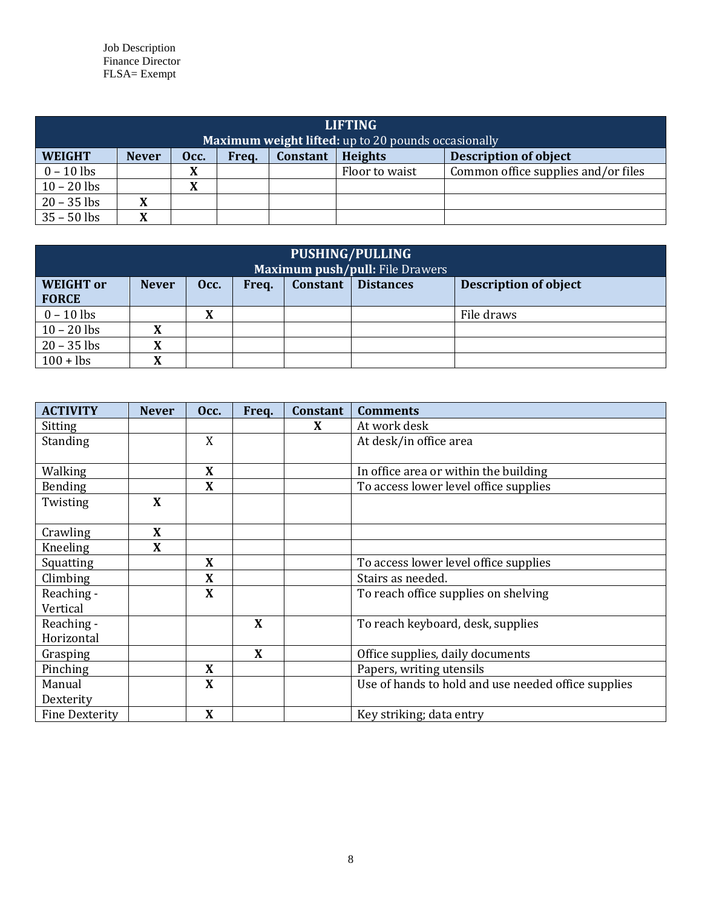Job Description
Finance Director
FLSA= Exempt

| **LIFTING**<br>**Maximum weight lifted:** up to 20 pounds occasionally | | | | | | |
|---|---|---|---|---|---|---|
| **WEIGHT** | **Never** | **Occ.** | **Freq.** | **Constant** | **Heights** | **Description of object** |
| 0 – 10 lbs | | **X** | | | Floor to waist | Common office supplies and/or files |
| 10 – 20 lbs | | **X** | | | | |
| 20 – 35 lbs | **X** | | | | | |
| 35 – 50 lbs | **X** | | | | | |

| **PUSHING/PULLING**<br>**Maximum push/pull:** File Drawers | | | | | | |
|---|---|---|---|---|---|---|
| **WEIGHT or FORCE** | **Never** | **Occ.** | **Freq.** | **Constant** | **Distances** | **Description of object** |
| 0 – 10 lbs | | **X** | | | | File draws |
| 10 – 20 lbs | **X** | | | | | |
| 20 – 35 lbs | **X** | | | | | |
| 100 + lbs | **X** | | | | | |

| **ACTIVITY** | **Never** | **Occ.** | **Freq.** | **Constant** | **Comments** |
|---|---|---|---|---|---|
| Sitting | | | | **X** | At work desk |
| Standing | | X | | | At desk/in office area |
| Walking | | **X** | | | In office area or within the building |
| Bending | | **X** | | | To access lower level office supplies |
| Twisting | **X** | | | | |
| Crawling | **X** | | | | |
| Kneeling | **X** | | | | |
| Squatting | | **X** | | | To access lower level office supplies |
| Climbing | | **X** | | | Stairs as needed. |
| Reaching - Vertical | | **X** | | | To reach office supplies on shelving |
| Reaching - Horizontal | | | **X** | | To reach keyboard, desk, supplies |
| Grasping | | | **X** | | Office supplies, daily documents |
| Pinching | | **X** | | | Papers, writing utensils |
| Manual Dexterity | | **X** | | | Use of hands to hold and use needed office supplies |
| Fine Dexterity | | **X** | | | Key striking; data entry |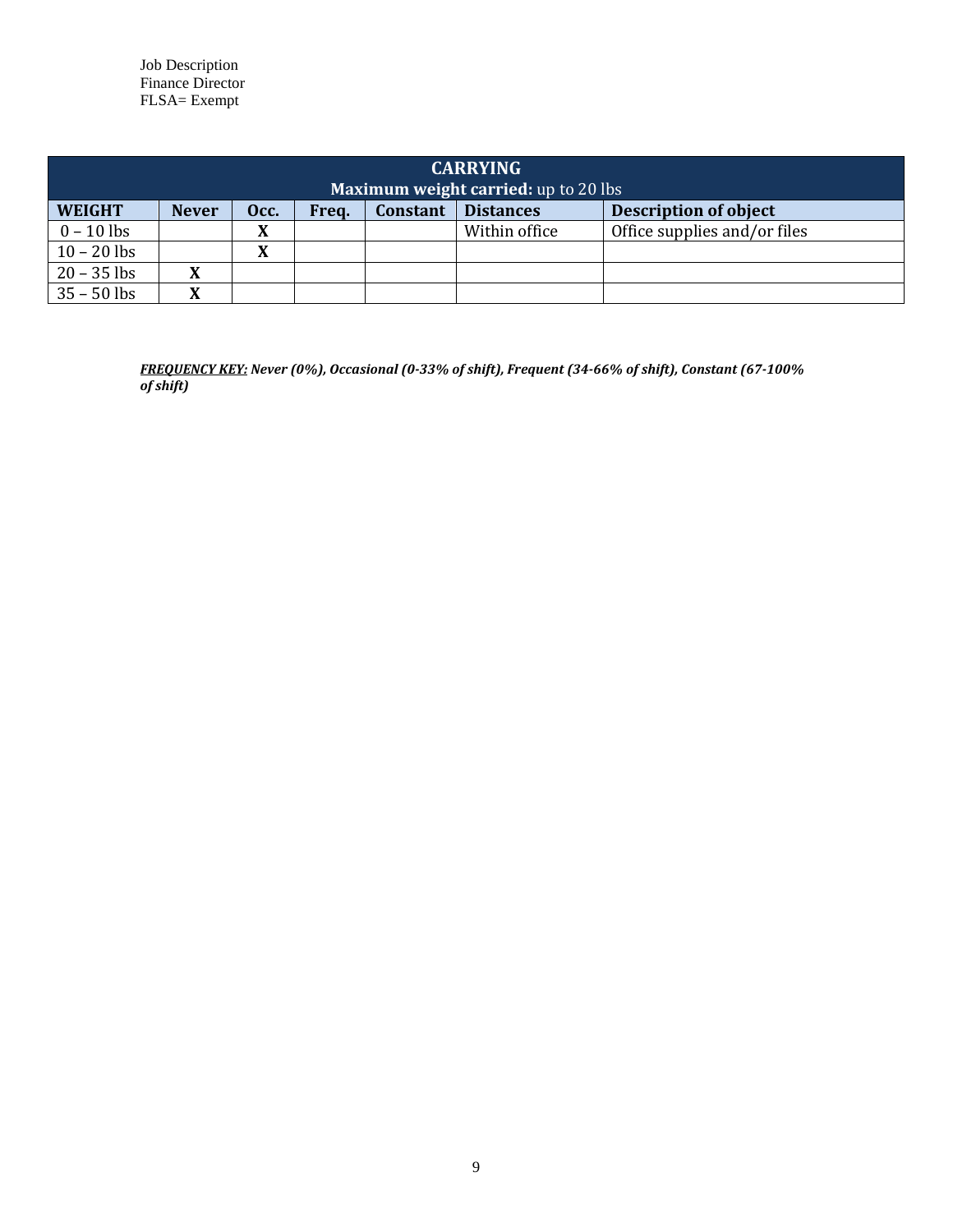Job Description
Finance Director
FLSA= Exempt

| CARRYING<br>**Maximum weight carried:** up to 20 lbs | | | | | | |
|---|---|---|---|---|---|---|
| **WEIGHT** | **Never** | **Occ.** | **Freq.** | **Constant** | **Distances** | **Description of object** |
| 0 – 10 lbs | | **X** | | | Within office | Office supplies and/or files |
| 10 – 20 lbs | | **X** | | | | |
| 20 – 35 lbs | **X** | | | | | |
| 35 – 50 lbs | **X** | | | | | |

***FREQUENCY KEY:*** ***Never (0%), Occasional (0-33% of shift), Frequent (34-66% of shift), Constant (67-100% of shift)***